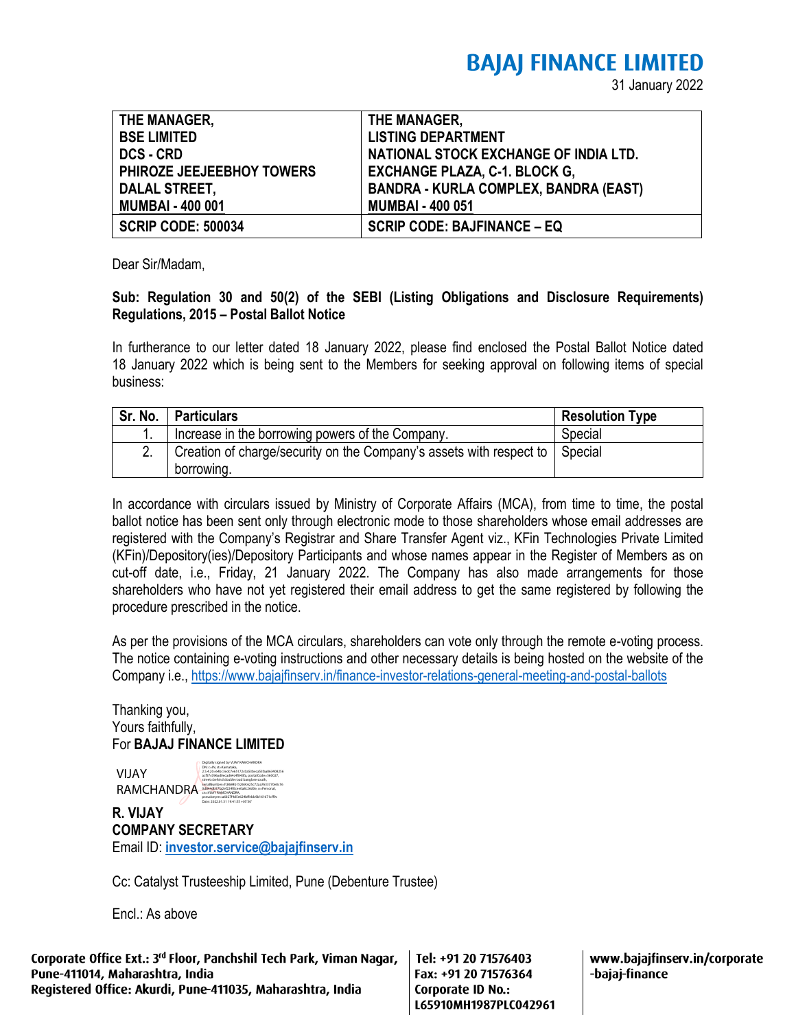# BAJAJ FINANCE LIMITED

31 January 2022

| THE MANAGER,<br>BSE LIMITED<br>DCS - CRD<br>PHIROZE JEEJEEBHOY TOWERS<br>DALAL STREET,<br>MUMBAI - 400 001 | THE MANAGER,<br>LISTING DEPARTMENT<br>NATIONAL STOCK EXCHANGE OF INDIA LTD.<br>EXCHANGE PLAZA, C-1. BLOCK G,<br>BANDRA - KURLA COMPLEX, BANDRA (EAST)<br>MUMBAI - 400 051 |
|---|---|
| **SCRIP CODE: 500034** | **SCRIP CODE: BAJFINANCE – EQ** |

Dear Sir/Madam,

**Sub: Regulation 30 and 50(2) of the SEBI (Listing Obligations and Disclosure Requirements) Regulations, 2015 – Postal Ballot Notice**

In furtherance to our letter dated 18 January 2022, please find enclosed the Postal Ballot Notice dated 18 January 2022 which is being sent to the Members for seeking approval on following items of special business:

| Sr. No. | Particulars | Resolution Type |
|---|---|---|
| 1. | Increase in the borrowing powers of the Company. | Special |
| 2. | Creation of charge/security on the Company's assets with respect to borrowing. | Special |

In accordance with circulars issued by Ministry of Corporate Affairs (MCA), from time to time, the postal ballot notice has been sent only through electronic mode to those shareholders whose email addresses are registered with the Company's Registrar and Share Transfer Agent viz., KFin Technologies Private Limited (KFin)/Depository(ies)/Depository Participants and whose names appear in the Register of Members as on cut-off date, i.e., Friday, 21 January 2022. The Company has also made arrangements for those shareholders who have not yet registered their email address to get the same registered by following the procedure prescribed in the notice.

As per the provisions of the MCA circulars, shareholders can vote only through the remote e-voting process. The notice containing e-voting instructions and other necessary details is being hosted on the website of the Company i.e., https://www.bajajfinserv.in/finance-investor-relations-general-meeting-and-postal-ballots

Thanking you,
Yours faithfully,
For **BAJAJ FINANCE LIMITED**

VIJAY RAMCHANDRA

Digitally signed by VIJAY RAMCHANDRA
Date: 2022.01.31 19:41:55 +05'30'

**R. VIJAY**
**COMPANY SECRETARY**
Email ID: **investor.service@bajajfinserv.in**

Cc: Catalyst Trusteeship Limited, Pune (Debenture Trustee)

Encl.: As above

Corporate Office Ext.: 3rd Floor, Panchshil Tech Park, Viman Nagar, Pune-411014, Maharashtra, India
Registered Office: Akurdi, Pune-411035, Maharashtra, India
Tel: +91 20 71576403
Fax: +91 20 71576364
Corporate ID No.: L65910MH1987PLC042961
www.bajajfinserv.in/corporate-bajaj-finance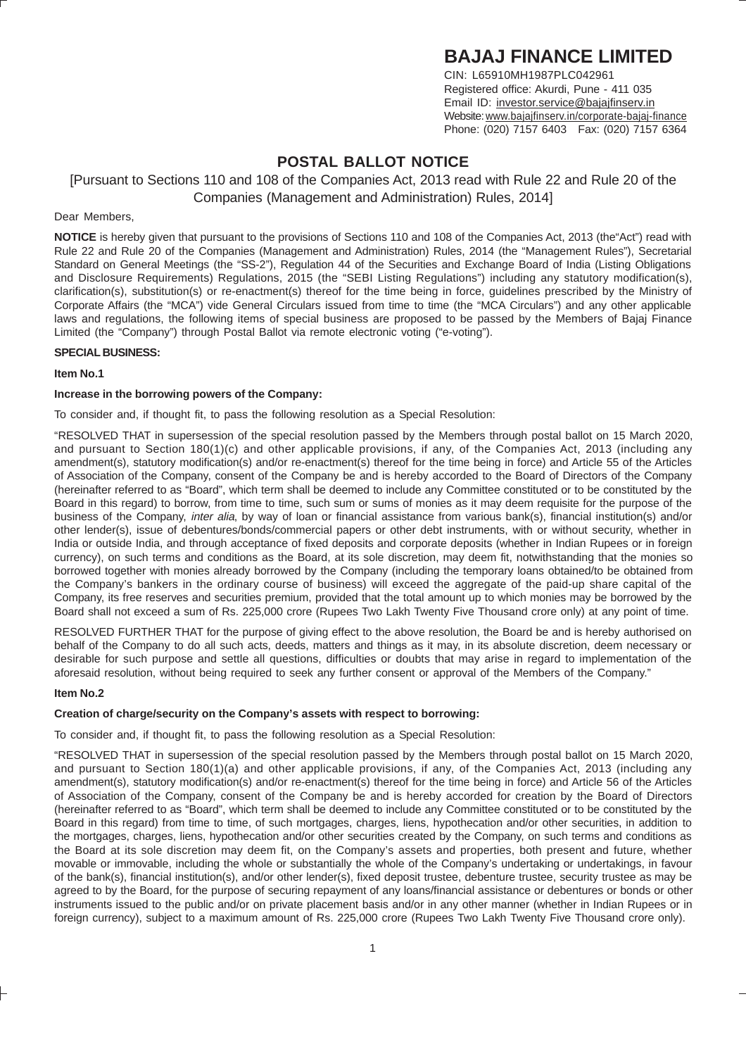# BAJAJ FINANCE LIMITED

CIN: L65910MH1987PLC042961
Registered office: Akurdi, Pune - 411 035
Email ID: investor.service@bajajfinserv.in
Website: www.bajajfinserv.in/corporate-bajaj-finance
Phone: (020) 7157 6403 Fax: (020) 7157 6364

## POSTAL BALLOT NOTICE

[Pursuant to Sections 110 and 108 of the Companies Act, 2013 read with Rule 22 and Rule 20 of the Companies (Management and Administration) Rules, 2014]

Dear Members,

**NOTICE** is hereby given that pursuant to the provisions of Sections 110 and 108 of the Companies Act, 2013 (the"Act") read with Rule 22 and Rule 20 of the Companies (Management and Administration) Rules, 2014 (the "Management Rules"), Secretarial Standard on General Meetings (the "SS-2"), Regulation 44 of the Securities and Exchange Board of India (Listing Obligations and Disclosure Requirements) Regulations, 2015 (the "SEBI Listing Regulations") including any statutory modification(s), clarification(s), substitution(s) or re-enactment(s) thereof for the time being in force, guidelines prescribed by the Ministry of Corporate Affairs (the "MCA") vide General Circulars issued from time to time (the "MCA Circulars") and any other applicable laws and regulations, the following items of special business are proposed to be passed by the Members of Bajaj Finance Limited (the "Company") through Postal Ballot via remote electronic voting ("e-voting").

**SPECIAL BUSINESS:**

**Item No.1**

**Increase in the borrowing powers of the Company:**

To consider and, if thought fit, to pass the following resolution as a Special Resolution:

"RESOLVED THAT in supersession of the special resolution passed by the Members through postal ballot on 15 March 2020, and pursuant to Section 180(1)(c) and other applicable provisions, if any, of the Companies Act, 2013 (including any amendment(s), statutory modification(s) and/or re-enactment(s) thereof for the time being in force) and Article 55 of the Articles of Association of the Company, consent of the Company be and is hereby accorded to the Board of Directors of the Company (hereinafter referred to as "Board", which term shall be deemed to include any Committee constituted or to be constituted by the Board in this regard) to borrow, from time to time, such sum or sums of monies as it may deem requisite for the purpose of the business of the Company, *inter alia*, by way of loan or financial assistance from various bank(s), financial institution(s) and/or other lender(s), issue of debentures/bonds/commercial papers or other debt instruments, with or without security, whether in India or outside India, and through acceptance of fixed deposits and corporate deposits (whether in Indian Rupees or in foreign currency), on such terms and conditions as the Board, at its sole discretion, may deem fit, notwithstanding that the monies so borrowed together with monies already borrowed by the Company (including the temporary loans obtained/to be obtained from the Company's bankers in the ordinary course of business) will exceed the aggregate of the paid-up share capital of the Company, its free reserves and securities premium, provided that the total amount up to which monies may be borrowed by the Board shall not exceed a sum of Rs. 225,000 crore (Rupees Two Lakh Twenty Five Thousand crore only) at any point of time.

RESOLVED FURTHER THAT for the purpose of giving effect to the above resolution, the Board be and is hereby authorised on behalf of the Company to do all such acts, deeds, matters and things as it may, in its absolute discretion, deem necessary or desirable for such purpose and settle all questions, difficulties or doubts that may arise in regard to implementation of the aforesaid resolution, without being required to seek any further consent or approval of the Members of the Company."

**Item No.2**

**Creation of charge/security on the Company's assets with respect to borrowing:**

To consider and, if thought fit, to pass the following resolution as a Special Resolution:

"RESOLVED THAT in supersession of the special resolution passed by the Members through postal ballot on 15 March 2020, and pursuant to Section 180(1)(a) and other applicable provisions, if any, of the Companies Act, 2013 (including any amendment(s), statutory modification(s) and/or re-enactment(s) thereof for the time being in force) and Article 56 of the Articles of Association of the Company, consent of the Company be and is hereby accorded for creation by the Board of Directors (hereinafter referred to as "Board", which term shall be deemed to include any Committee constituted or to be constituted by the Board in this regard) from time to time, of such mortgages, charges, liens, hypothecation and/or other securities, in addition to the mortgages, charges, liens, hypothecation and/or other securities created by the Company, on such terms and conditions as the Board at its sole discretion may deem fit, on the Company's assets and properties, both present and future, whether movable or immovable, including the whole or substantially the whole of the Company's undertaking or undertakings, in favour of the bank(s), financial institution(s), and/or other lender(s), fixed deposit trustee, debenture trustee, security trustee as may be agreed to by the Board, for the purpose of securing repayment of any loans/financial assistance or debentures or bonds or other instruments issued to the public and/or on private placement basis and/or in any other manner (whether in Indian Rupees or in foreign currency), subject to a maximum amount of Rs. 225,000 crore (Rupees Two Lakh Twenty Five Thousand crore only).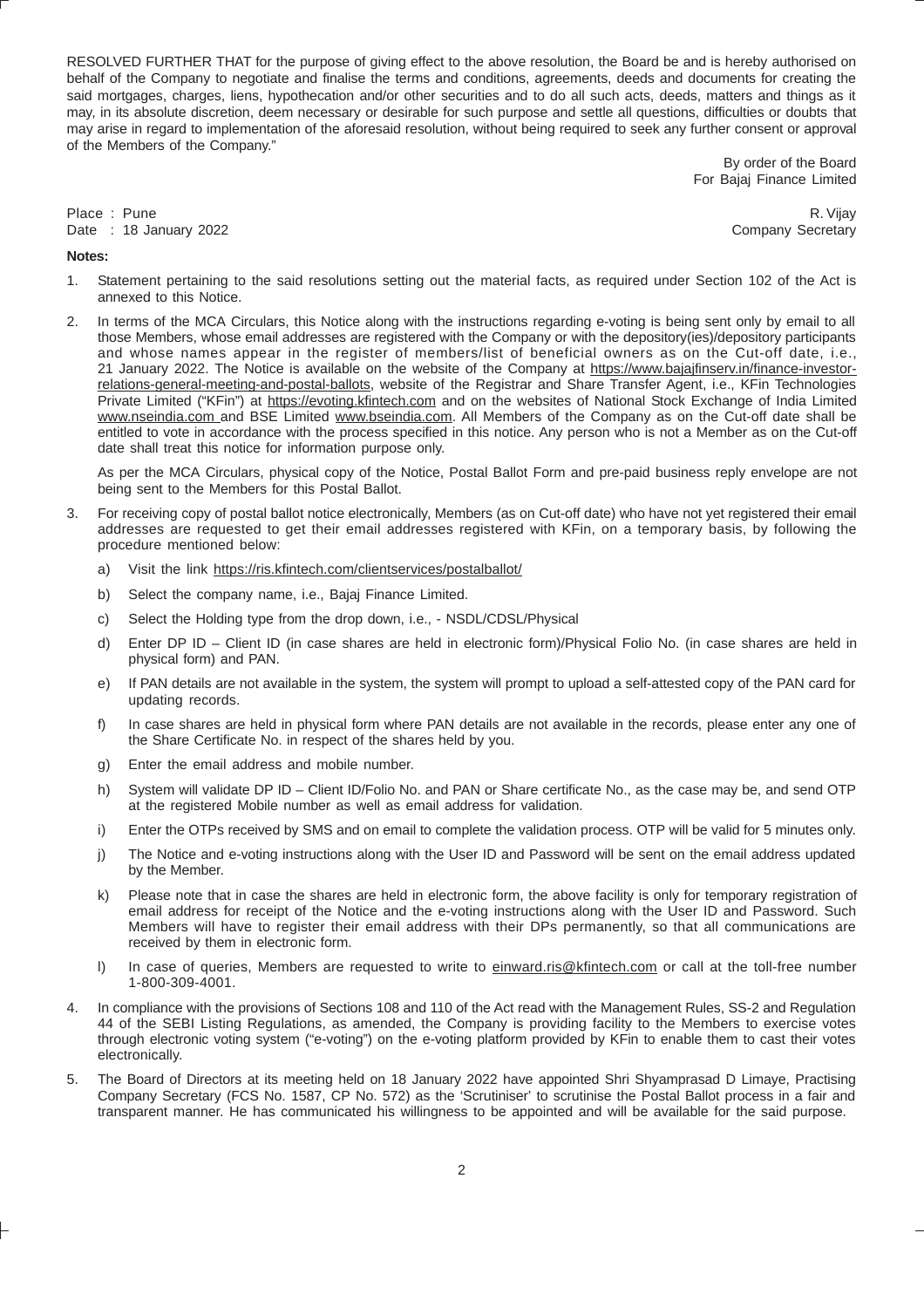RESOLVED FURTHER THAT for the purpose of giving effect to the above resolution, the Board be and is hereby authorised on behalf of the Company to negotiate and finalise the terms and conditions, agreements, deeds and documents for creating the said mortgages, charges, liens, hypothecation and/or other securities and to do all such acts, deeds, matters and things as it may, in its absolute discretion, deem necessary or desirable for such purpose and settle all questions, difficulties or doubts that may arise in regard to implementation of the aforesaid resolution, without being required to seek any further consent or approval of the Members of the Company."

By order of the Board
For Bajaj Finance Limited

Place : Pune
Date : 18 January 2022

R. Vijay
Company Secretary

**Notes:**

1. Statement pertaining to the said resolutions setting out the material facts, as required under Section 102 of the Act is annexed to this Notice.

2. In terms of the MCA Circulars, this Notice along with the instructions regarding e-voting is being sent only by email to all those Members, whose email addresses are registered with the Company or with the depository(ies)/depository participants and whose names appear in the register of members/list of beneficial owners as on the Cut-off date, i.e., 21 January 2022. The Notice is available on the website of the Company at https://www.bajajfinserv.in/finance-investor-relations-general-meeting-and-postal-ballots, website of the Registrar and Share Transfer Agent, i.e., KFin Technologies Private Limited ("KFin") at https://evoting.kfintech.com and on the websites of National Stock Exchange of India Limited www.nseindia.com and BSE Limited www.bseindia.com. All Members of the Company as on the Cut-off date shall be entitled to vote in accordance with the process specified in this notice. Any person who is not a Member as on the Cut-off date shall treat this notice for information purpose only.

   As per the MCA Circulars, physical copy of the Notice, Postal Ballot Form and pre-paid business reply envelope are not being sent to the Members for this Postal Ballot.

3. For receiving copy of postal ballot notice electronically, Members (as on Cut-off date) who have not yet registered their email addresses are requested to get their email addresses registered with KFin, on a temporary basis, by following the procedure mentioned below:

   a) Visit the link https://ris.kfintech.com/clientservices/postalballot/

   b) Select the company name, i.e., Bajaj Finance Limited.

   c) Select the Holding type from the drop down, i.e., - NSDL/CDSL/Physical

   d) Enter DP ID – Client ID (in case shares are held in electronic form)/Physical Folio No. (in case shares are held in physical form) and PAN.

   e) If PAN details are not available in the system, the system will prompt to upload a self-attested copy of the PAN card for updating records.

   f) In case shares are held in physical form where PAN details are not available in the records, please enter any one of the Share Certificate No. in respect of the shares held by you.

   g) Enter the email address and mobile number.

   h) System will validate DP ID – Client ID/Folio No. and PAN or Share certificate No., as the case may be, and send OTP at the registered Mobile number as well as email address for validation.

   i) Enter the OTPs received by SMS and on email to complete the validation process. OTP will be valid for 5 minutes only.

   j) The Notice and e-voting instructions along with the User ID and Password will be sent on the email address updated by the Member.

   k) Please note that in case the shares are held in electronic form, the above facility is only for temporary registration of email address for receipt of the Notice and the e-voting instructions along with the User ID and Password. Such Members will have to register their email address with their DPs permanently, so that all communications are received by them in electronic form.

   l) In case of queries, Members are requested to write to einward.ris@kfintech.com or call at the toll-free number 1-800-309-4001.

4. In compliance with the provisions of Sections 108 and 110 of the Act read with the Management Rules, SS-2 and Regulation 44 of the SEBI Listing Regulations, as amended, the Company is providing facility to the Members to exercise votes through electronic voting system ("e-voting") on the e-voting platform provided by KFin to enable them to cast their votes electronically.

5. The Board of Directors at its meeting held on 18 January 2022 have appointed Shri Shyamprasad D Limaye, Practising Company Secretary (FCS No. 1587, CP No. 572) as the 'Scrutiniser' to scrutinise the Postal Ballot process in a fair and transparent manner. He has communicated his willingness to be appointed and will be available for the said purpose.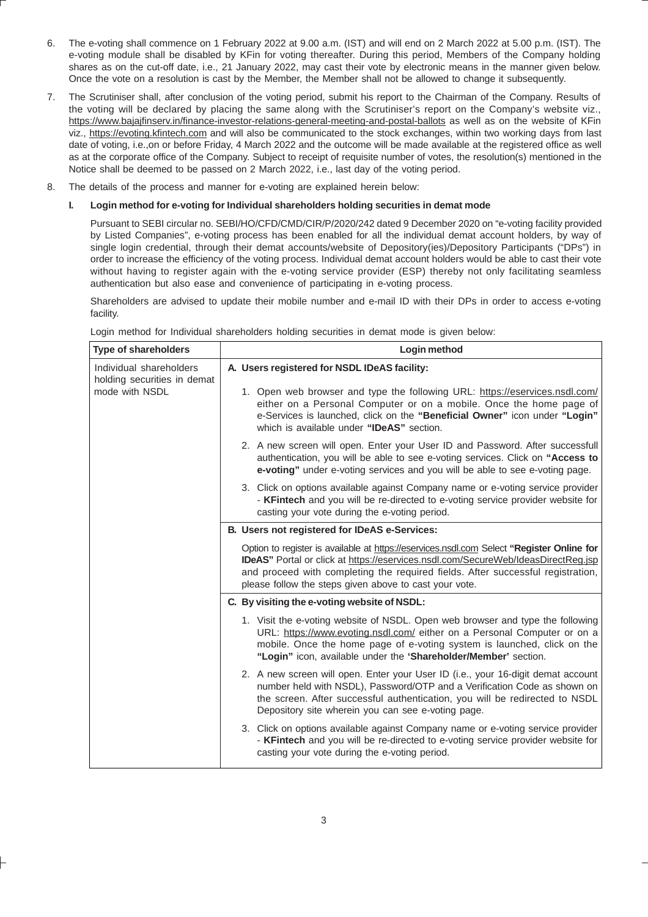6. The e-voting shall commence on 1 February 2022 at 9.00 a.m. (IST) and will end on 2 March 2022 at 5.00 p.m. (IST). The e-voting module shall be disabled by KFin for voting thereafter. During this period, Members of the Company holding shares as on the cut-off date, i.e., 21 January 2022, may cast their vote by electronic means in the manner given below. Once the vote on a resolution is cast by the Member, the Member shall not be allowed to change it subsequently.

7. The Scrutiniser shall, after conclusion of the voting period, submit his report to the Chairman of the Company. Results of the voting will be declared by placing the same along with the Scrutiniser's report on the Company's website viz., https://www.bajajfinserv.in/finance-investor-relations-general-meeting-and-postal-ballots as well as on the website of KFin viz., https://evoting.kfintech.com and will also be communicated to the stock exchanges, within two working days from last date of voting, i.e.,on or before Friday, 4 March 2022 and the outcome will be made available at the registered office as well as at the corporate office of the Company. Subject to receipt of requisite number of votes, the resolution(s) mentioned in the Notice shall be deemed to be passed on 2 March 2022, i.e., last day of the voting period.

8. The details of the process and manner for e-voting are explained herein below:

**I. Login method for e-voting for Individual shareholders holding securities in demat mode**

Pursuant to SEBI circular no. SEBI/HO/CFD/CMD/CIR/P/2020/242 dated 9 December 2020 on "e-voting facility provided by Listed Companies", e-voting process has been enabled for all the individual demat account holders, by way of single login credential, through their demat accounts/website of Depository(ies)/Depository Participants ("DPs") in order to increase the efficiency of the voting process. Individual demat account holders would be able to cast their vote without having to register again with the e-voting service provider (ESP) thereby not only facilitating seamless authentication but also ease and convenience of participating in e-voting process.

Shareholders are advised to update their mobile number and e-mail ID with their DPs in order to access e-voting facility.

Login method for Individual shareholders holding securities in demat mode is given below:

| **Type of shareholders** | **Login method** |
|---|---|
| Individual shareholders holding securities in demat mode with NSDL | **A. Users registered for NSDL IDeAS facility:**<br>1. Open web browser and type the following URL: https://eservices.nsdl.com/ either on a Personal Computer or on a mobile. Once the home page of e-Services is launched, click on the **"Beneficial Owner"** icon under **"Login"** which is available under **"IDeAS"** section.<br>2. A new screen will open. Enter your User ID and Password. After successfull authentication, you will be able to see e-voting services. Click on **"Access to e-voting"** under e-voting services and you will be able to see e-voting page.<br>3. Click on options available against Company name or e-voting service provider - **KFintech** and you will be re-directed to e-voting service provider website for casting your vote during the e-voting period. |
| | **B. Users not registered for IDeAS e-Services:**<br>Option to register is available at https://eservices.nsdl.com Select **"Register Online for IDeAS"** Portal or click at https://eservices.nsdl.com/SecureWeb/IdeasDirectReg.jsp and proceed with completing the required fields. After successful registration, please follow the steps given above to cast your vote. |
| | **C. By visiting the e-voting website of NSDL:**<br>1. Visit the e-voting website of NSDL. Open web browser and type the following URL: https://www.evoting.nsdl.com/ either on a Personal Computer or on a mobile. Once the home page of e-voting system is launched, click on the **"Login"** icon, available under the **'Shareholder/Member'** section.<br>2. A new screen will open. Enter your User ID (i.e., your 16-digit demat account number held with NSDL), Password/OTP and a Verification Code as shown on the screen. After successful authentication, you will be redirected to NSDL Depository site wherein you can see e-voting page.<br>3. Click on options available against Company name or e-voting service provider - **KFintech** and you will be re-directed to e-voting service provider website for casting your vote during the e-voting period. |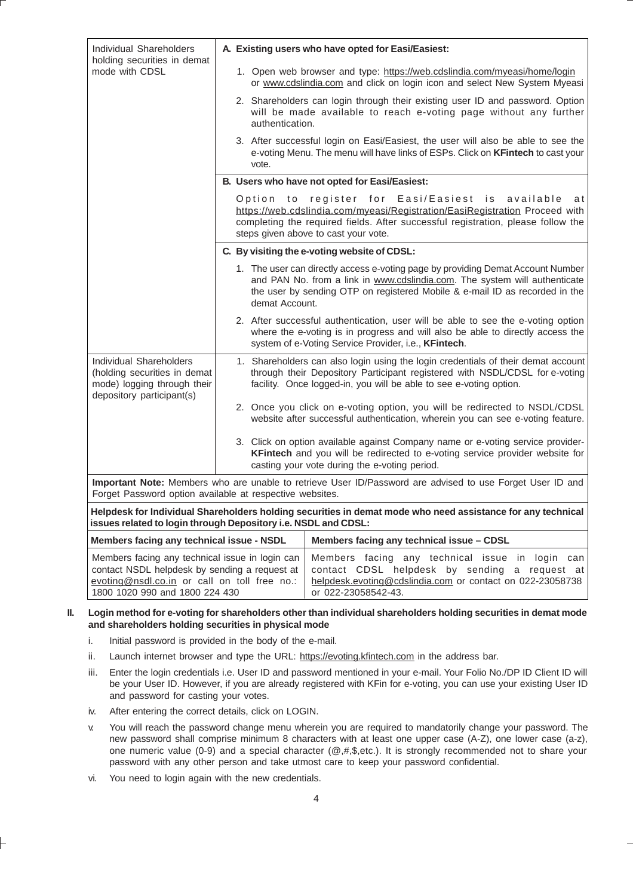| Individual Shareholders holding securities in demat mode with CDSL | **A. Existing users who have opted for Easi/Easiest:**<br>1. Open web browser and type: https://web.cdslindia.com/myeasi/home/login or www.cdslindia.com and click on login icon and select New System Myeasi<br>2. Shareholders can login through their existing user ID and password. Option will be made available to reach e-voting page without any further authentication.<br>3. After successful login on Easi/Easiest, the user will also be able to see the e-voting Menu. The menu will have links of ESPs. Click on **KFintech** to cast your vote.<br>**B. Users who have not opted for Easi/Easiest:**<br>Option to register for Easi/Easiest is available at https://web.cdslindia.com/myeasi/Registration/EasiRegistration Proceed with completing the required fields. After successful registration, please follow the steps given above to cast your vote.<br>**C. By visiting the e-voting website of CDSL:**<br>1. The user can directly access e-voting page by providing Demat Account Number and PAN No. from a link in www.cdslindia.com. The system will authenticate the user by sending OTP on registered Mobile & e-mail ID as recorded in the demat Account.<br>2. After successful authentication, user will be able to see the e-voting option where the e-voting is in progress and will also be able to directly access the system of e-Voting Service Provider, i.e., **KFintech**. |
|---|---|
| Individual Shareholders (holding securities in demat mode) logging through their depository participant(s) | 1. Shareholders can also login using the login credentials of their demat account through their Depository Participant registered with NSDL/CDSL for e-voting facility. Once logged-in, you will be able to see e-voting option.<br>2. Once you click on e-voting option, you will be redirected to NSDL/CDSL website after successful authentication, wherein you can see e-voting feature.<br>3. Click on option available against Company name or e-voting service provider-**KFintech** and you will be redirected to e-voting service provider website for casting your vote during the e-voting period. |

**Important Note:** Members who are unable to retrieve User ID/Password are advised to use Forget User ID and Forget Password option available at respective websites.

**Helpdesk for Individual Shareholders holding securities in demat mode who need assistance for any technical issues related to login through Depository i.e. NSDL and CDSL:**

| Members facing any technical issue - NSDL | Members facing any technical issue – CDSL |
|---|---|
| Members facing any technical issue in login can contact NSDL helpdesk by sending a request at evoting@nsdl.co.in or call on toll free no.: 1800 1020 990 and 1800 224 430 | Members facing any technical issue in login can contact CDSL helpdesk by sending a request at helpdesk.evoting@cdslindia.com or contact on 022-23058738 or 022-23058542-43. |

**II. Login method for e-voting for shareholders other than individual shareholders holding securities in demat mode and shareholders holding securities in physical mode**

i. Initial password is provided in the body of the e-mail.

ii. Launch internet browser and type the URL: https://evoting.kfintech.com in the address bar.

iii. Enter the login credentials i.e. User ID and password mentioned in your e-mail. Your Folio No./DP ID Client ID will be your User ID. However, if you are already registered with KFin for e-voting, you can use your existing User ID and password for casting your votes.

iv. After entering the correct details, click on LOGIN.

v. You will reach the password change menu wherein you are required to mandatorily change your password. The new password shall comprise minimum 8 characters with at least one upper case (A-Z), one lower case (a-z), one numeric value (0-9) and a special character (@,#,$,etc.). It is strongly recommended not to share your password with any other person and take utmost care to keep your password confidential.

vi. You need to login again with the new credentials.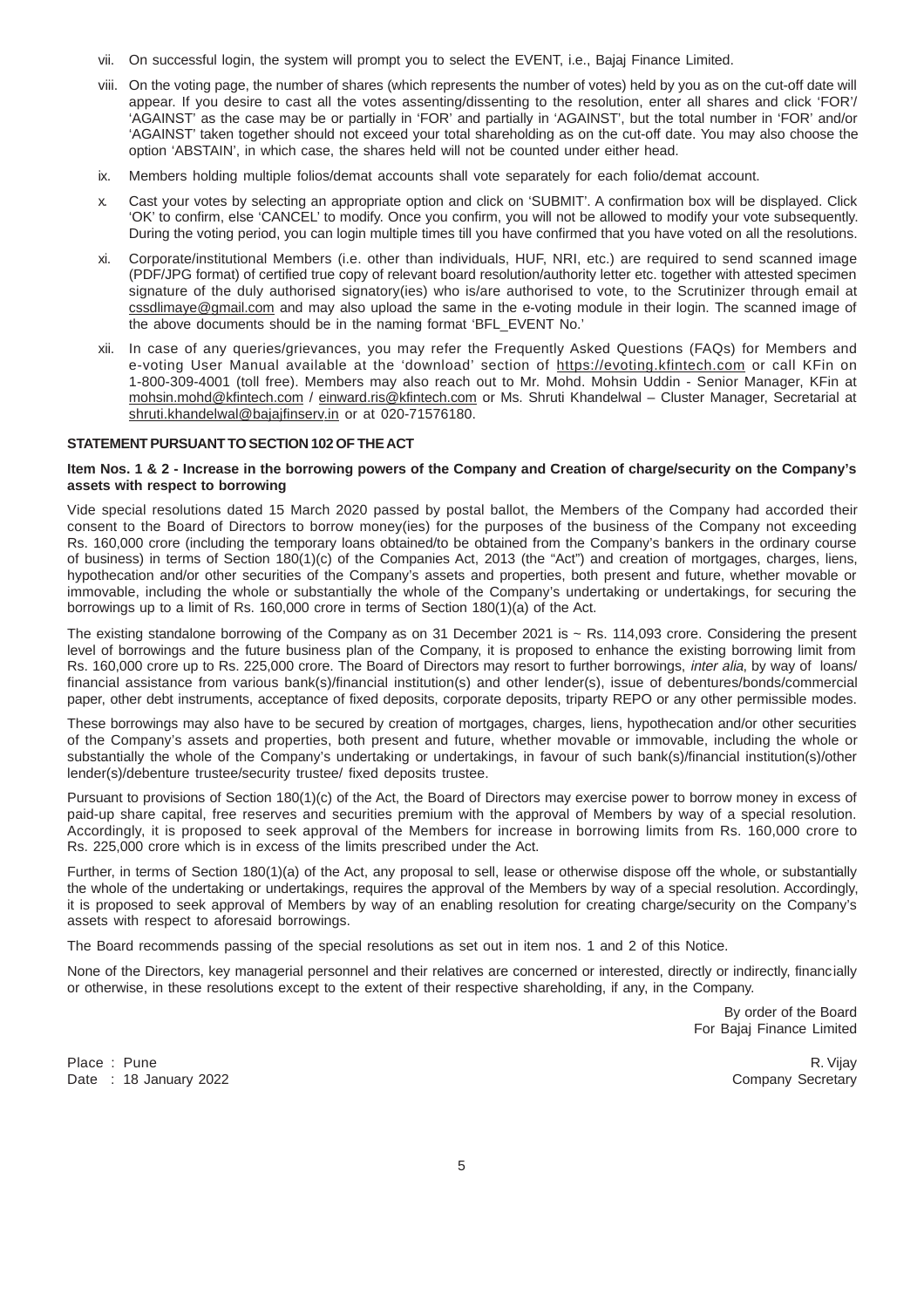vii. On successful login, the system will prompt you to select the EVENT, i.e., Bajaj Finance Limited.

viii. On the voting page, the number of shares (which represents the number of votes) held by you as on the cut-off date will appear. If you desire to cast all the votes assenting/dissenting to the resolution, enter all shares and click 'FOR'/ 'AGAINST' as the case may be or partially in 'FOR' and partially in 'AGAINST', but the total number in 'FOR' and/or 'AGAINST' taken together should not exceed your total shareholding as on the cut-off date. You may also choose the option 'ABSTAIN', in which case, the shares held will not be counted under either head.

ix. Members holding multiple folios/demat accounts shall vote separately for each folio/demat account.

x. Cast your votes by selecting an appropriate option and click on 'SUBMIT'. A confirmation box will be displayed. Click 'OK' to confirm, else 'CANCEL' to modify. Once you confirm, you will not be allowed to modify your vote subsequently. During the voting period, you can login multiple times till you have confirmed that you have voted on all the resolutions.

xi. Corporate/institutional Members (i.e. other than individuals, HUF, NRI, etc.) are required to send scanned image (PDF/JPG format) of certified true copy of relevant board resolution/authority letter etc. together with attested specimen signature of the duly authorised signatory(ies) who is/are authorised to vote, to the Scrutinizer through email at cssdlimaye@gmail.com and may also upload the same in the e-voting module in their login. The scanned image of the above documents should be in the naming format 'BFL_EVENT No.'

xii. In case of any queries/grievances, you may refer the Frequently Asked Questions (FAQs) for Members and e-voting User Manual available at the 'download' section of https://evoting.kfintech.com or call KFin on 1-800-309-4001 (toll free). Members may also reach out to Mr. Mohd. Mohsin Uddin - Senior Manager, KFin at mohsin.mohd@kfintech.com / einward.ris@kfintech.com or Ms. Shruti Khandelwal – Cluster Manager, Secretarial at shruti.khandelwal@bajajfinserv.in or at 020-71576180.

## STATEMENT PURSUANT TO SECTION 102 OF THE ACT

**Item Nos. 1 & 2 - Increase in the borrowing powers of the Company and Creation of charge/security on the Company's assets with respect to borrowing**

Vide special resolutions dated 15 March 2020 passed by postal ballot, the Members of the Company had accorded their consent to the Board of Directors to borrow money(ies) for the purposes of the business of the Company not exceeding Rs. 160,000 crore (including the temporary loans obtained/to be obtained from the Company's bankers in the ordinary course of business) in terms of Section 180(1)(c) of the Companies Act, 2013 (the "Act") and creation of mortgages, charges, liens, hypothecation and/or other securities of the Company's assets and properties, both present and future, whether movable or immovable, including the whole or substantially the whole of the Company's undertaking or undertakings, for securing the borrowings up to a limit of Rs. 160,000 crore in terms of Section 180(1)(a) of the Act.

The existing standalone borrowing of the Company as on 31 December 2021 is ~ Rs. 114,093 crore. Considering the present level of borrowings and the future business plan of the Company, it is proposed to enhance the existing borrowing limit from Rs. 160,000 crore up to Rs. 225,000 crore. The Board of Directors may resort to further borrowings, *inter alia*, by way of loans/ financial assistance from various bank(s)/financial institution(s) and other lender(s), issue of debentures/bonds/commercial paper, other debt instruments, acceptance of fixed deposits, corporate deposits, triparty REPO or any other permissible modes.

These borrowings may also have to be secured by creation of mortgages, charges, liens, hypothecation and/or other securities of the Company's assets and properties, both present and future, whether movable or immovable, including the whole or substantially the whole of the Company's undertaking or undertakings, in favour of such bank(s)/financial institution(s)/other lender(s)/debenture trustee/security trustee/ fixed deposits trustee.

Pursuant to provisions of Section 180(1)(c) of the Act, the Board of Directors may exercise power to borrow money in excess of paid-up share capital, free reserves and securities premium with the approval of Members by way of a special resolution. Accordingly, it is proposed to seek approval of the Members for increase in borrowing limits from Rs. 160,000 crore to Rs. 225,000 crore which is in excess of the limits prescribed under the Act.

Further, in terms of Section 180(1)(a) of the Act, any proposal to sell, lease or otherwise dispose off the whole, or substantially the whole of the undertaking or undertakings, requires the approval of the Members by way of a special resolution. Accordingly, it is proposed to seek approval of Members by way of an enabling resolution for creating charge/security on the Company's assets with respect to aforesaid borrowings.

The Board recommends passing of the special resolutions as set out in item nos. 1 and 2 of this Notice.

None of the Directors, key managerial personnel and their relatives are concerned or interested, directly or indirectly, financially or otherwise, in these resolutions except to the extent of their respective shareholding, if any, in the Company.

By order of the Board
For Bajaj Finance Limited

Place : Pune
Date : 18 January 2022

R. Vijay
Company Secretary